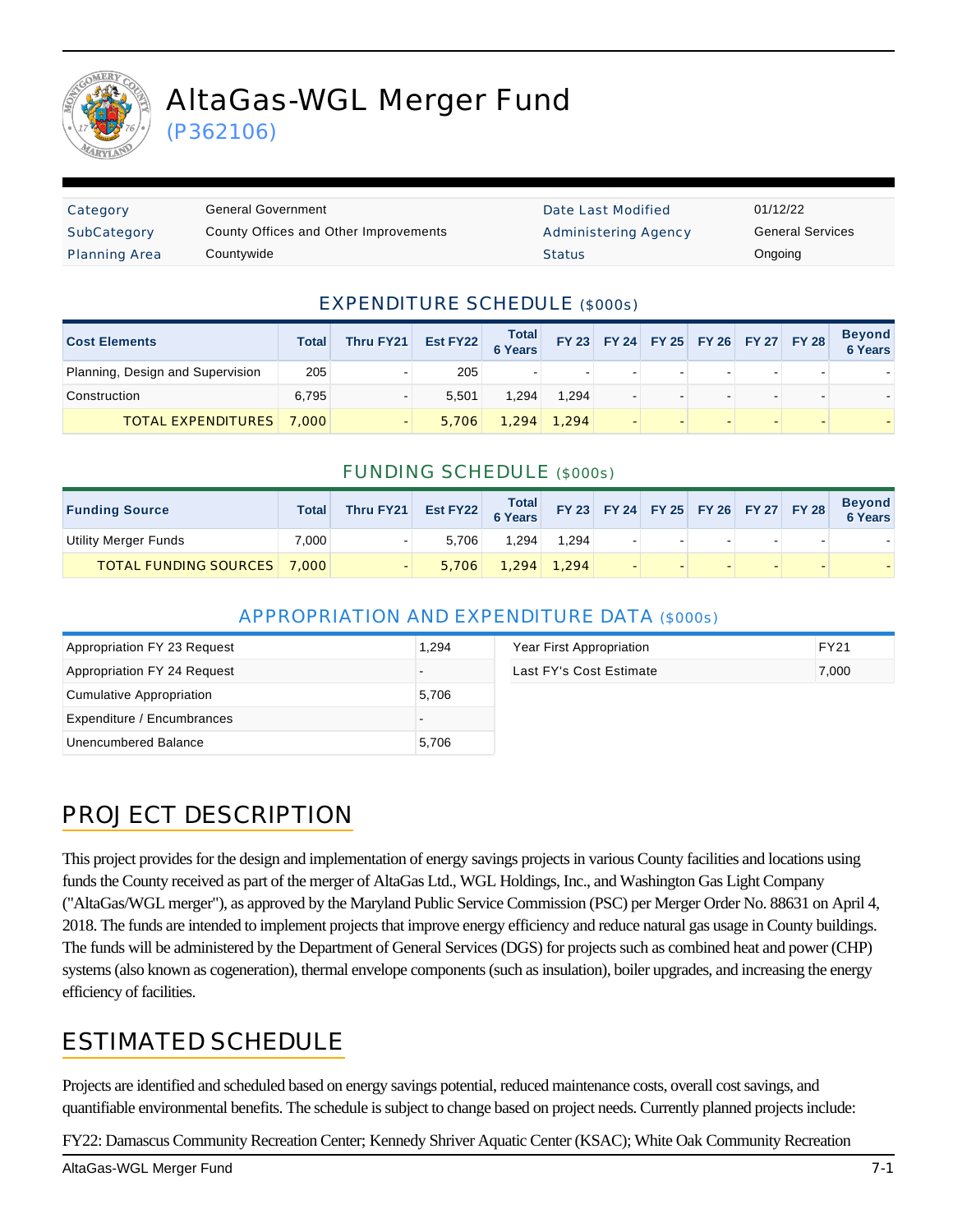# AltaGas-WGL Merger Fund

(P362106)

| Category | General Government | Date Last Modified | 01/12/22 |
|---|---|---|---|
| SubCategory | County Offices and Other Improvements | Administering Agency | General Services |
| Planning Area | Countywide | Status | Ongoing |

## EXPENDITURE SCHEDULE ($000s)

| Cost Elements | Total | Thru FY21 | Est FY22 | Total 6 Years | FY 23 | FY 24 | FY 25 | FY 26 | FY 27 | FY 28 | Beyond 6 Years |
|---|---|---|---|---|---|---|---|---|---|---|---|
| Planning, Design and Supervision | 205 | - | 205 | - | - | - | - | - | - | - | - |
| Construction | 6,795 | - | 5,501 | 1,294 | 1,294 | - | - | - | - | - | - |
| TOTAL EXPENDITURES | 7,000 | - | 5,706 | 1,294 | 1,294 | - | - | - | - | - | - |

## FUNDING SCHEDULE ($000s)

| Funding Source | Total | Thru FY21 | Est FY22 | Total 6 Years | FY 23 | FY 24 | FY 25 | FY 26 | FY 27 | FY 28 | Beyond 6 Years |
|---|---|---|---|---|---|---|---|---|---|---|---|
| Utility Merger Funds | 7,000 | - | 5,706 | 1,294 | 1,294 | - | - | - | - | - | - |
| TOTAL FUNDING SOURCES | 7,000 | - | 5,706 | 1,294 | 1,294 | - | - | - | - | - | - |

## APPROPRIATION AND EXPENDITURE DATA ($000s)

| | |
|---|---|
| Appropriation FY 23 Request | 1,294 |
| Appropriation FY 24 Request | - |
| Cumulative Appropriation | 5,706 |
| Expenditure / Encumbrances | - |
| Unencumbered Balance | 5,706 |

| | |
|---|---|
| Year First Appropriation | FY21 |
| Last FY's Cost Estimate | 7,000 |

## PROJECT DESCRIPTION

This project provides for the design and implementation of energy savings projects in various County facilities and locations using funds the County received as part of the merger of AltaGas Ltd., WGL Holdings, Inc., and Washington Gas Light Company ("AltaGas/WGL merger"), as approved by the Maryland Public Service Commission (PSC) per Merger Order No. 88631 on April 4, 2018. The funds are intended to implement projects that improve energy efficiency and reduce natural gas usage in County buildings. The funds will be administered by the Department of General Services (DGS) for projects such as combined heat and power (CHP) systems (also known as cogeneration), thermal envelope components (such as insulation), boiler upgrades, and increasing the energy efficiency of facilities.

## ESTIMATED SCHEDULE

Projects are identified and scheduled based on energy savings potential, reduced maintenance costs, overall cost savings, and quantifiable environmental benefits. The schedule is subject to change based on project needs. Currently planned projects include:

FY22: Damascus Community Recreation Center; Kennedy Shriver Aquatic Center (KSAC); White Oak Community Recreation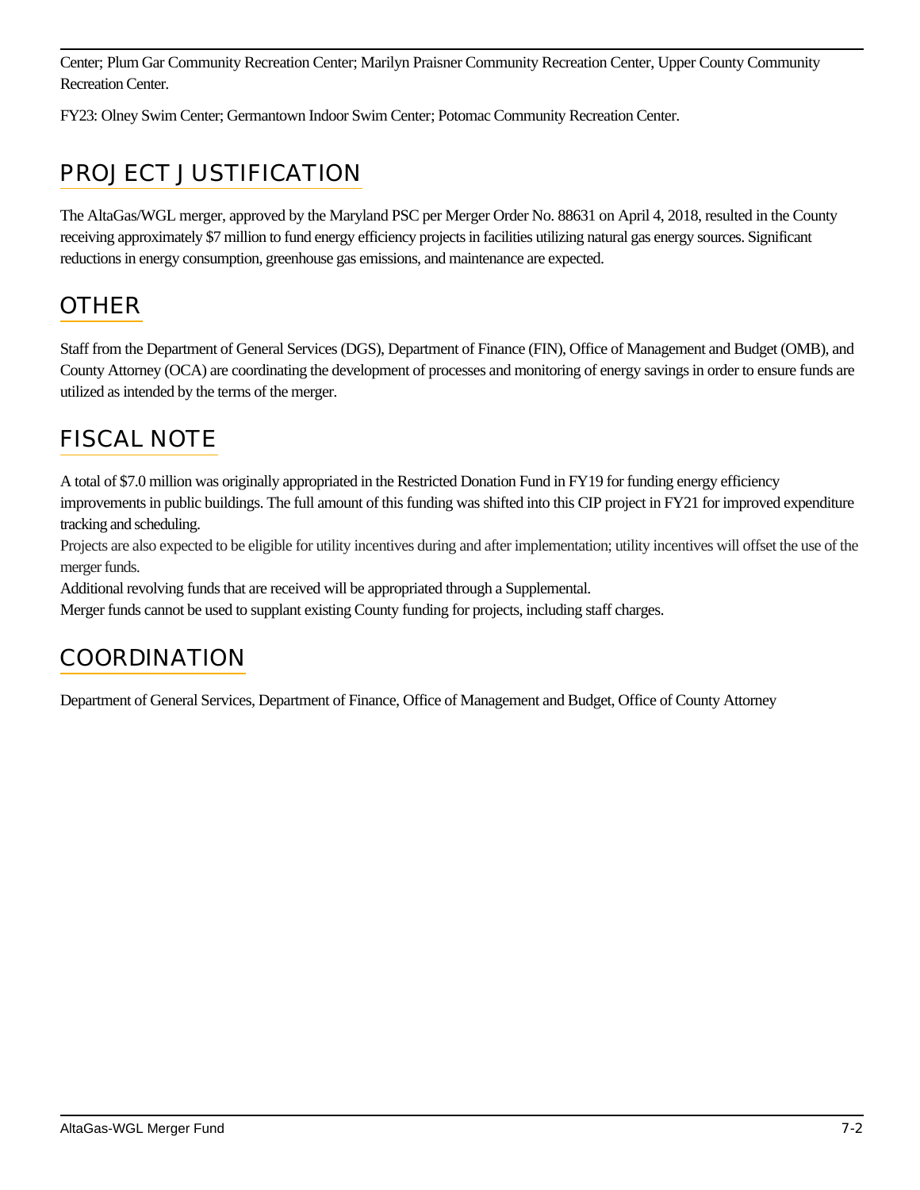Center; Plum Gar Community Recreation Center; Marilyn Praisner Community Recreation Center, Upper County Community Recreation Center.

FY23: Olney Swim Center; Germantown Indoor Swim Center; Potomac Community Recreation Center.

## PROJECT JUSTIFICATION

The AltaGas/WGL merger, approved by the Maryland PSC per Merger Order No. 88631 on April 4, 2018, resulted in the County receiving approximately $7 million to fund energy efficiency projects in facilities utilizing natural gas energy sources. Significant reductions in energy consumption, greenhouse gas emissions, and maintenance are expected.

## OTHER

Staff from the Department of General Services (DGS), Department of Finance (FIN), Office of Management and Budget (OMB), and County Attorney (OCA) are coordinating the development of processes and monitoring of energy savings in order to ensure funds are utilized as intended by the terms of the merger.

## FISCAL NOTE

A total of $7.0 million was originally appropriated in the Restricted Donation Fund in FY19 for funding energy efficiency improvements in public buildings. The full amount of this funding was shifted into this CIP project in FY21 for improved expenditure tracking and scheduling.

Projects are also expected to be eligible for utility incentives during and after implementation; utility incentives will offset the use of the merger funds.

Additional revolving funds that are received will be appropriated through a Supplemental.

Merger funds cannot be used to supplant existing County funding for projects, including staff charges.

## COORDINATION

Department of General Services, Department of Finance, Office of Management and Budget, Office of County Attorney